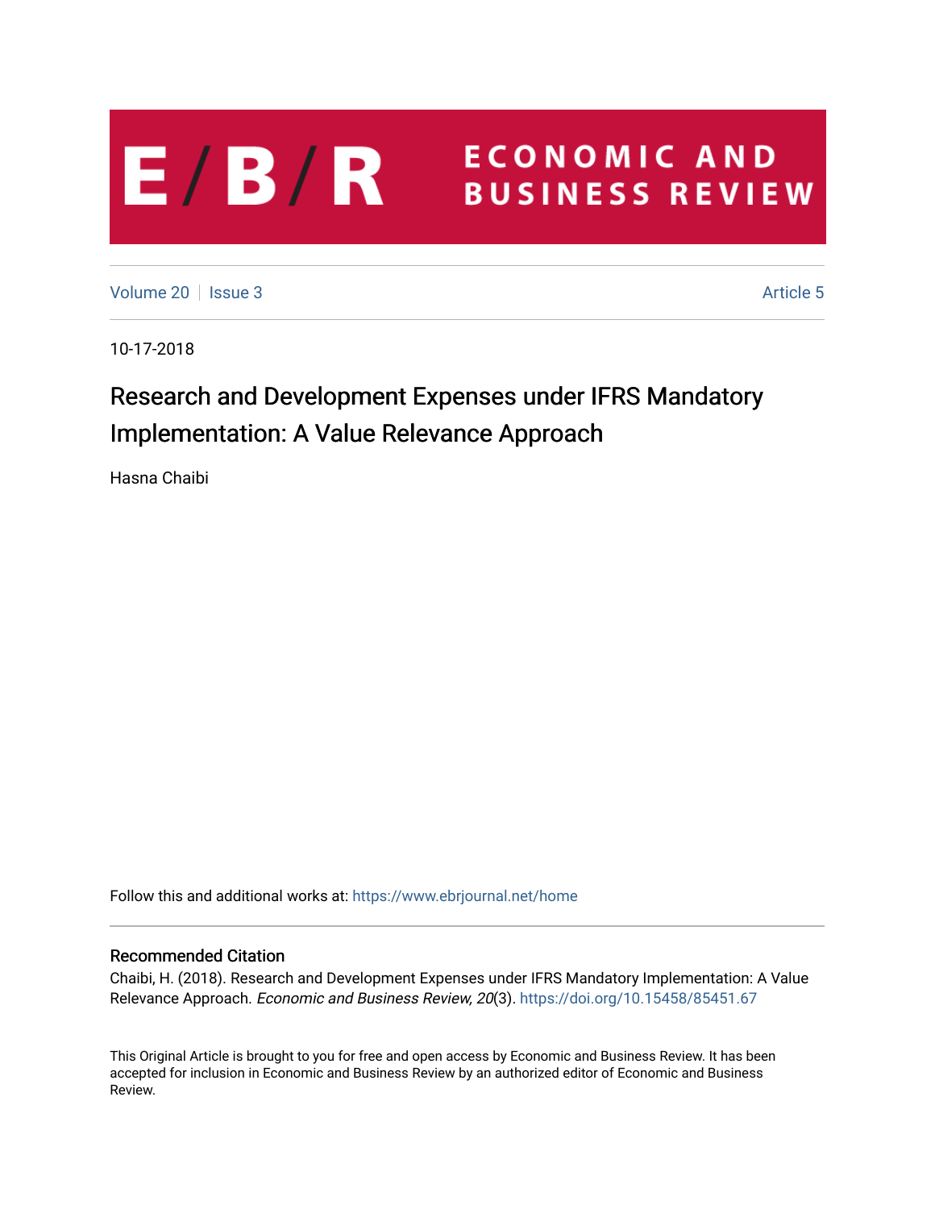# E/B/R ECONOMIC AND BUSINESS REVIEW

Volume 20 | Issue 3 | Article 5

10-17-2018

# Research and Development Expenses under IFRS Mandatory Implementation: A Value Relevance Approach

Hasna Chaibi

Follow this and additional works at: https://www.ebrjournal.net/home

## Recommended Citation

Chaibi, H. (2018). Research and Development Expenses under IFRS Mandatory Implementation: A Value Relevance Approach. *Economic and Business Review, 20*(3). https://doi.org/10.15458/85451.67

This Original Article is brought to you for free and open access by Economic and Business Review. It has been accepted for inclusion in Economic and Business Review by an authorized editor of Economic and Business Review.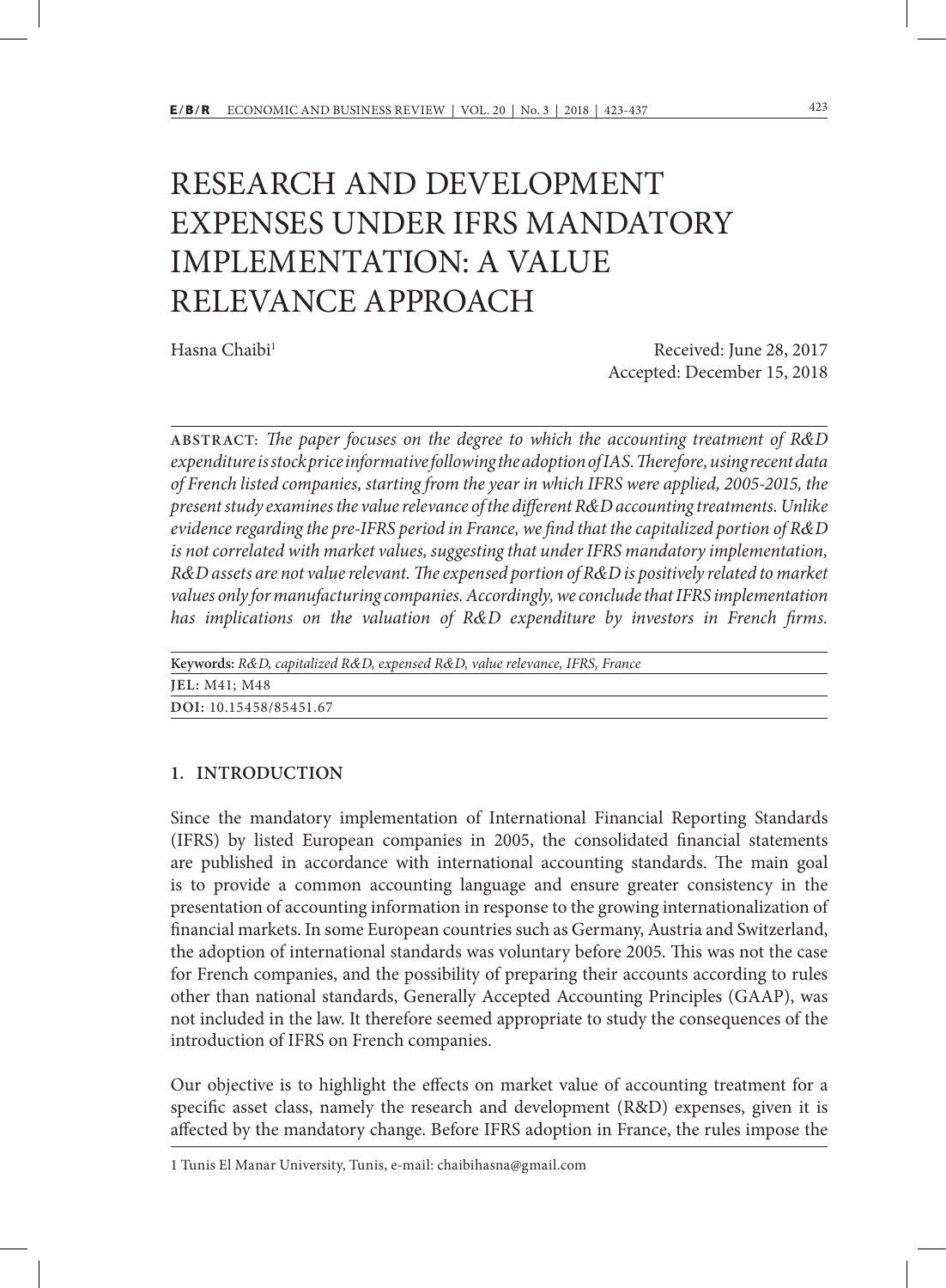# RESEARCH AND DEVELOPMENT EXPENSES UNDER IFRS MANDATORY IMPLEMENTATION: A VALUE RELEVANCE APPROACH

Hasna Chaibi[1]

Received: June 28, 2017
Accepted: December 15, 2018

**ABSTRACT:** *The paper focuses on the degree to which the accounting treatment of R&D expenditure is stock price informative following the adoption of IAS. Therefore, using recent data of French listed companies, starting from the year in which IFRS were applied, 2005-2015, the present study examines the value relevance of the different R&D accounting treatments. Unlike evidence regarding the pre-IFRS period in France, we find that the capitalized portion of R&D is not correlated with market values, suggesting that under IFRS mandatory implementation, R&D assets are not value relevant. The expensed portion of R&D is positively related to market values only for manufacturing companies. Accordingly, we conclude that IFRS implementation has implications on the valuation of R&D expenditure by investors in French firms.*

**Keywords:** *R&D, capitalized R&D, expensed R&D, value relevance, IFRS, France*

**JEL:** M41; M48

**DOI:** 10.15458/85451.67

## 1. INTRODUCTION

Since the mandatory implementation of International Financial Reporting Standards (IFRS) by listed European companies in 2005, the consolidated financial statements are published in accordance with international accounting standards. The main goal is to provide a common accounting language and ensure greater consistency in the presentation of accounting information in response to the growing internationalization of financial markets. In some European countries such as Germany, Austria and Switzerland, the adoption of international standards was voluntary before 2005. This was not the case for French companies, and the possibility of preparing their accounts according to rules other than national standards, Generally Accepted Accounting Principles (GAAP), was not included in the law. It therefore seemed appropriate to study the consequences of the introduction of IFRS on French companies.

Our objective is to highlight the effects on market value of accounting treatment for a specific asset class, namely the research and development (R&D) expenses, given it is affected by the mandatory change. Before IFRS adoption in France, the rules impose the

[1] Tunis El Manar University, Tunis, e-mail: chaibihasna@gmail.com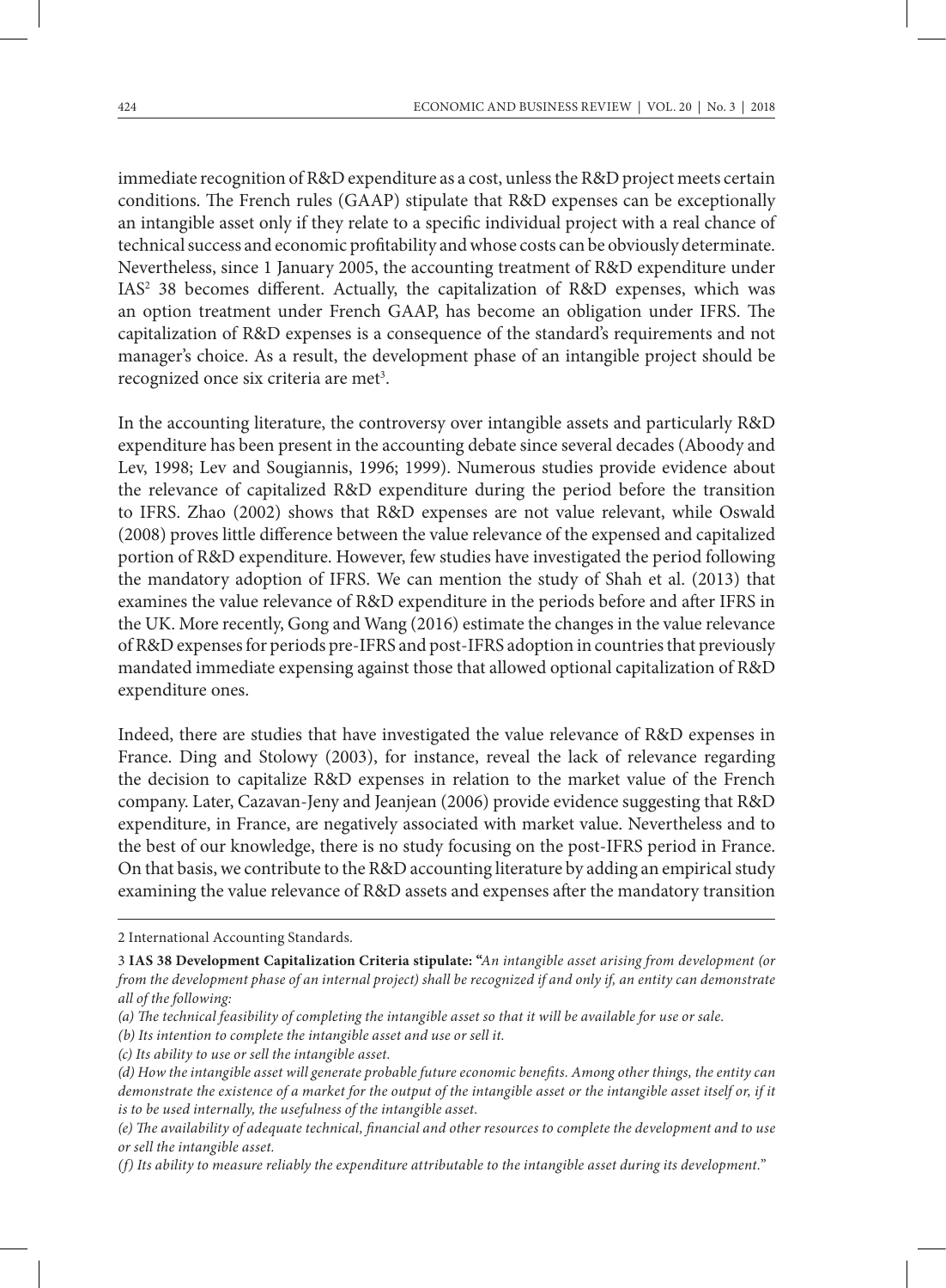immediate recognition of R&D expenditure as a cost, unless the R&D project meets certain conditions. The French rules (GAAP) stipulate that R&D expenses can be exceptionally an intangible asset only if they relate to a specific individual project with a real chance of technical success and economic profitability and whose costs can be obviously determinate. Nevertheless, since 1 January 2005, the accounting treatment of R&D expenditure under IAS[2] 38 becomes different. Actually, the capitalization of R&D expenses, which was an option treatment under French GAAP, has become an obligation under IFRS. The capitalization of R&D expenses is a consequence of the standard's requirements and not manager's choice. As a result, the development phase of an intangible project should be recognized once six criteria are met[3].

In the accounting literature, the controversy over intangible assets and particularly R&D expenditure has been present in the accounting debate since several decades (Aboody and Lev, 1998; Lev and Sougiannis, 1996; 1999). Numerous studies provide evidence about the relevance of capitalized R&D expenditure during the period before the transition to IFRS. Zhao (2002) shows that R&D expenses are not value relevant, while Oswald (2008) proves little difference between the value relevance of the expensed and capitalized portion of R&D expenditure. However, few studies have investigated the period following the mandatory adoption of IFRS. We can mention the study of Shah et al. (2013) that examines the value relevance of R&D expenditure in the periods before and after IFRS in the UK. More recently, Gong and Wang (2016) estimate the changes in the value relevance of R&D expenses for periods pre-IFRS and post-IFRS adoption in countries that previously mandated immediate expensing against those that allowed optional capitalization of R&D expenditure ones.

Indeed, there are studies that have investigated the value relevance of R&D expenses in France. Ding and Stolowy (2003), for instance, reveal the lack of relevance regarding the decision to capitalize R&D expenses in relation to the market value of the French company. Later, Cazavan-Jeny and Jeanjean (2006) provide evidence suggesting that R&D expenditure, in France, are negatively associated with market value. Nevertheless and to the best of our knowledge, there is no study focusing on the post-IFRS period in France. On that basis, we contribute to the R&D accounting literature by adding an empirical study examining the value relevance of R&D assets and expenses after the mandatory transition

---

2 International Accounting Standards.

3 **IAS 38 Development Capitalization Criteria stipulate:** "*An intangible asset arising from development (or from the development phase of an internal project) shall be recognized if and only if, an entity can demonstrate all of the following:*

*(a) The technical feasibility of completing the intangible asset so that it will be available for use or sale.*

*(b) Its intention to complete the intangible asset and use or sell it.*

*(c) Its ability to use or sell the intangible asset.*

*(d) How the intangible asset will generate probable future economic benefits. Among other things, the entity can demonstrate the existence of a market for the output of the intangible asset or the intangible asset itself or, if it is to be used internally, the usefulness of the intangible asset.*

*(e) The availability of adequate technical, financial and other resources to complete the development and to use or sell the intangible asset.*

*(f) Its ability to measure reliably the expenditure attributable to the intangible asset during its development.*"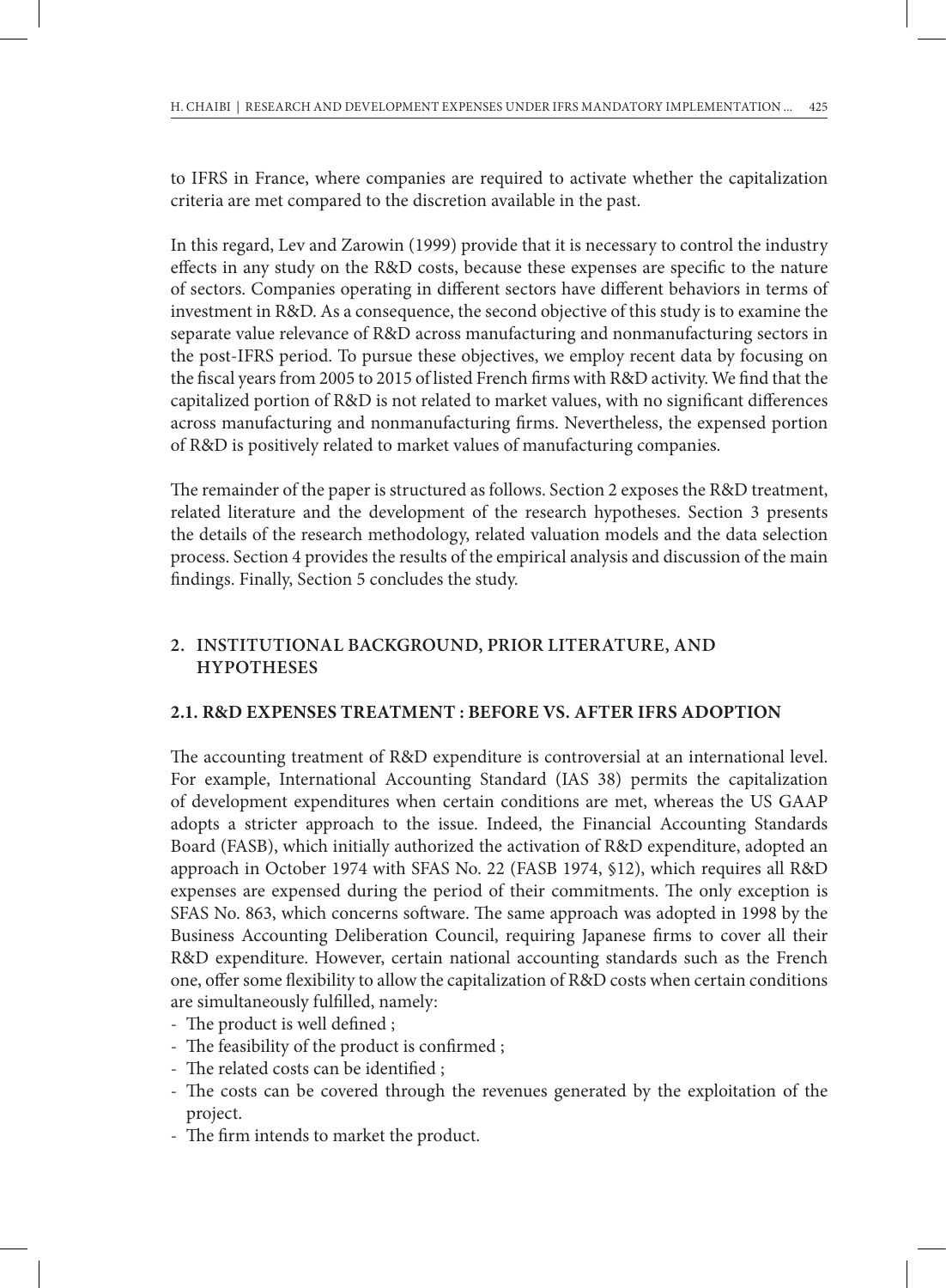to IFRS in France, where companies are required to activate whether the capitalization criteria are met compared to the discretion available in the past.

In this regard, Lev and Zarowin (1999) provide that it is necessary to control the industry effects in any study on the R&D costs, because these expenses are specific to the nature of sectors. Companies operating in different sectors have different behaviors in terms of investment in R&D. As a consequence, the second objective of this study is to examine the separate value relevance of R&D across manufacturing and nonmanufacturing sectors in the post-IFRS period. To pursue these objectives, we employ recent data by focusing on the fiscal years from 2005 to 2015 of listed French firms with R&D activity. We find that the capitalized portion of R&D is not related to market values, with no significant differences across manufacturing and nonmanufacturing firms. Nevertheless, the expensed portion of R&D is positively related to market values of manufacturing companies.

The remainder of the paper is structured as follows. Section 2 exposes the R&D treatment, related literature and the development of the research hypotheses. Section 3 presents the details of the research methodology, related valuation models and the data selection process. Section 4 provides the results of the empirical analysis and discussion of the main findings. Finally, Section 5 concludes the study.

## 2. INSTITUTIONAL BACKGROUND, PRIOR LITERATURE, AND HYPOTHESES

### 2.1. R&D EXPENSES TREATMENT : BEFORE VS. AFTER IFRS ADOPTION

The accounting treatment of R&D expenditure is controversial at an international level. For example, International Accounting Standard (IAS 38) permits the capitalization of development expenditures when certain conditions are met, whereas the US GAAP adopts a stricter approach to the issue. Indeed, the Financial Accounting Standards Board (FASB), which initially authorized the activation of R&D expenditure, adopted an approach in October 1974 with SFAS No. 22 (FASB 1974, §12), which requires all R&D expenses are expensed during the period of their commitments. The only exception is SFAS No. 863, which concerns software. The same approach was adopted in 1998 by the Business Accounting Deliberation Council, requiring Japanese firms to cover all their R&D expenditure. However, certain national accounting standards such as the French one, offer some flexibility to allow the capitalization of R&D costs when certain conditions are simultaneously fulfilled, namely:

- The product is well defined ;
- The feasibility of the product is confirmed ;
- The related costs can be identified ;
- The costs can be covered through the revenues generated by the exploitation of the project.
- The firm intends to market the product.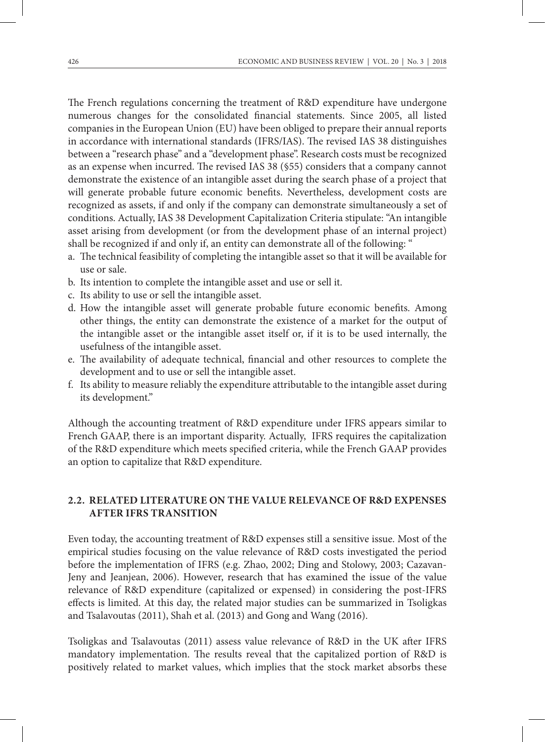The French regulations concerning the treatment of R&D expenditure have undergone numerous changes for the consolidated financial statements. Since 2005, all listed companies in the European Union (EU) have been obliged to prepare their annual reports in accordance with international standards (IFRS/IAS). The revised IAS 38 distinguishes between a "research phase" and a "development phase". Research costs must be recognized as an expense when incurred. The revised IAS 38 (§55) considers that a company cannot demonstrate the existence of an intangible asset during the search phase of a project that will generate probable future economic benefits. Nevertheless, development costs are recognized as assets, if and only if the company can demonstrate simultaneously a set of conditions. Actually, IAS 38 Development Capitalization Criteria stipulate: "An intangible asset arising from development (or from the development phase of an internal project) shall be recognized if and only if, an entity can demonstrate all of the following: "

a. The technical feasibility of completing the intangible asset so that it will be available for use or sale.
b. Its intention to complete the intangible asset and use or sell it.
c. Its ability to use or sell the intangible asset.
d. How the intangible asset will generate probable future economic benefits. Among other things, the entity can demonstrate the existence of a market for the output of the intangible asset or the intangible asset itself or, if it is to be used internally, the usefulness of the intangible asset.
e. The availability of adequate technical, financial and other resources to complete the development and to use or sell the intangible asset.
f. Its ability to measure reliably the expenditure attributable to the intangible asset during its development."

Although the accounting treatment of R&D expenditure under IFRS appears similar to French GAAP, there is an important disparity. Actually, IFRS requires the capitalization of the R&D expenditure which meets specified criteria, while the French GAAP provides an option to capitalize that R&D expenditure.

## 2.2. RELATED LITERATURE ON THE VALUE RELEVANCE OF R&D EXPENSES AFTER IFRS TRANSITION

Even today, the accounting treatment of R&D expenses still a sensitive issue. Most of the empirical studies focusing on the value relevance of R&D costs investigated the period before the implementation of IFRS (e.g. Zhao, 2002; Ding and Stolowy, 2003; Cazavan-Jeny and Jeanjean, 2006). However, research that has examined the issue of the value relevance of R&D expenditure (capitalized or expensed) in considering the post-IFRS effects is limited. At this day, the related major studies can be summarized in Tsoligkas and Tsalavoutas (2011), Shah et al. (2013) and Gong and Wang (2016).

Tsoligkas and Tsalavoutas (2011) assess value relevance of R&D in the UK after IFRS mandatory implementation. The results reveal that the capitalized portion of R&D is positively related to market values, which implies that the stock market absorbs these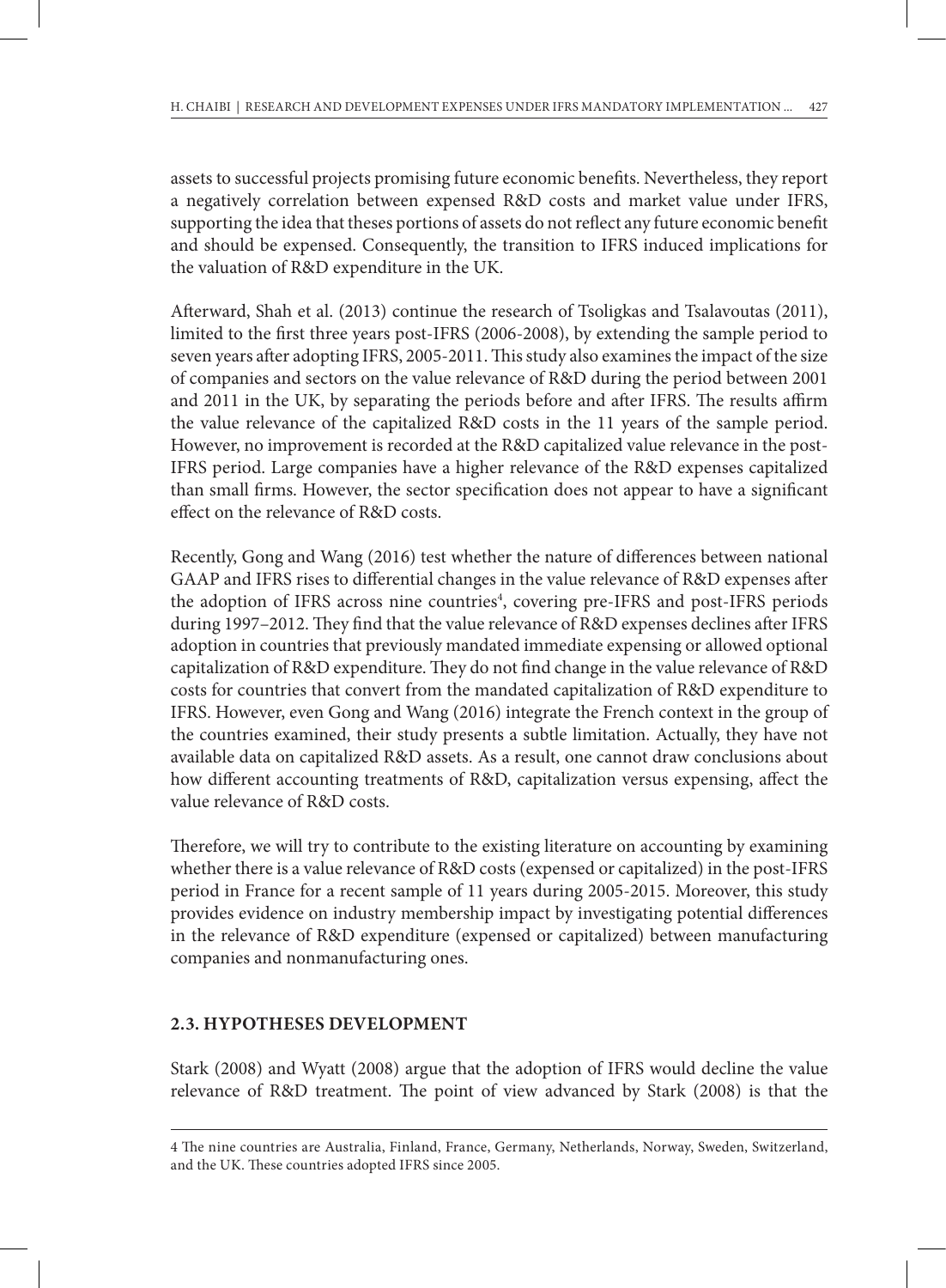assets to successful projects promising future economic benefits. Nevertheless, they report a negatively correlation between expensed R&D costs and market value under IFRS, supporting the idea that theses portions of assets do not reflect any future economic benefit and should be expensed. Consequently, the transition to IFRS induced implications for the valuation of R&D expenditure in the UK.

Afterward, Shah et al. (2013) continue the research of Tsoligkas and Tsalavoutas (2011), limited to the first three years post-IFRS (2006-2008), by extending the sample period to seven years after adopting IFRS, 2005-2011. This study also examines the impact of the size of companies and sectors on the value relevance of R&D during the period between 2001 and 2011 in the UK, by separating the periods before and after IFRS. The results affirm the value relevance of the capitalized R&D costs in the 11 years of the sample period. However, no improvement is recorded at the R&D capitalized value relevance in the post-IFRS period. Large companies have a higher relevance of the R&D expenses capitalized than small firms. However, the sector specification does not appear to have a significant effect on the relevance of R&D costs.

Recently, Gong and Wang (2016) test whether the nature of differences between national GAAP and IFRS rises to differential changes in the value relevance of R&D expenses after the adoption of IFRS across nine countries[4], covering pre-IFRS and post-IFRS periods during 1997–2012. They find that the value relevance of R&D expenses declines after IFRS adoption in countries that previously mandated immediate expensing or allowed optional capitalization of R&D expenditure. They do not find change in the value relevance of R&D costs for countries that convert from the mandated capitalization of R&D expenditure to IFRS. However, even Gong and Wang (2016) integrate the French context in the group of the countries examined, their study presents a subtle limitation. Actually, they have not available data on capitalized R&D assets. As a result, one cannot draw conclusions about how different accounting treatments of R&D, capitalization versus expensing, affect the value relevance of R&D costs.

Therefore, we will try to contribute to the existing literature on accounting by examining whether there is a value relevance of R&D costs (expensed or capitalized) in the post-IFRS period in France for a recent sample of 11 years during 2005-2015. Moreover, this study provides evidence on industry membership impact by investigating potential differences in the relevance of R&D expenditure (expensed or capitalized) between manufacturing companies and nonmanufacturing ones.

### 2.3. HYPOTHESES DEVELOPMENT

Stark (2008) and Wyatt (2008) argue that the adoption of IFRS would decline the value relevance of R&D treatment. The point of view advanced by Stark (2008) is that the

---

4 The nine countries are Australia, Finland, France, Germany, Netherlands, Norway, Sweden, Switzerland, and the UK. These countries adopted IFRS since 2005.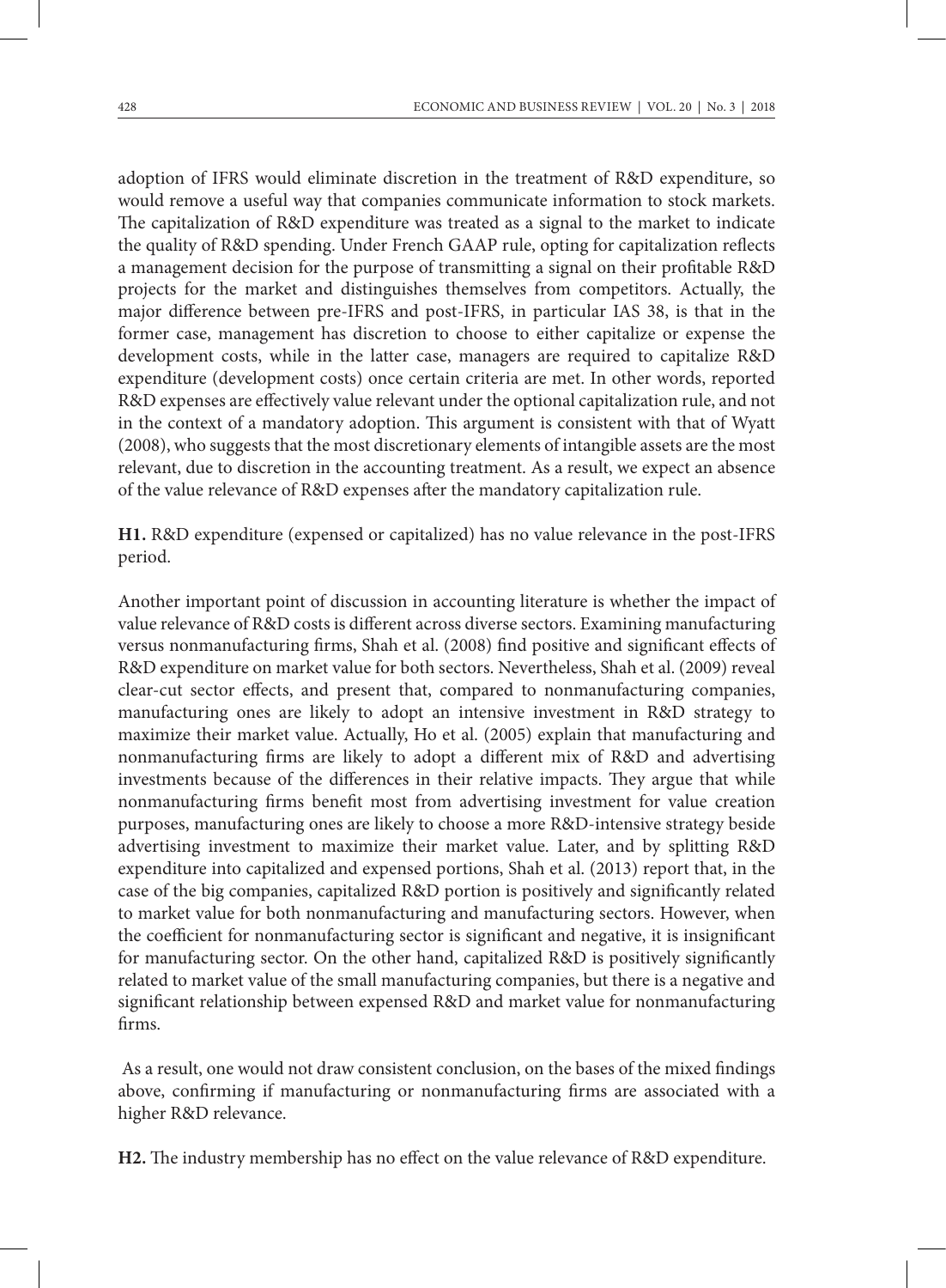adoption of IFRS would eliminate discretion in the treatment of R&D expenditure, so would remove a useful way that companies communicate information to stock markets. The capitalization of R&D expenditure was treated as a signal to the market to indicate the quality of R&D spending. Under French GAAP rule, opting for capitalization reflects a management decision for the purpose of transmitting a signal on their profitable R&D projects for the market and distinguishes themselves from competitors. Actually, the major difference between pre-IFRS and post-IFRS, in particular IAS 38, is that in the former case, management has discretion to choose to either capitalize or expense the development costs, while in the latter case, managers are required to capitalize R&D expenditure (development costs) once certain criteria are met. In other words, reported R&D expenses are effectively value relevant under the optional capitalization rule, and not in the context of a mandatory adoption. This argument is consistent with that of Wyatt (2008), who suggests that the most discretionary elements of intangible assets are the most relevant, due to discretion in the accounting treatment. As a result, we expect an absence of the value relevance of R&D expenses after the mandatory capitalization rule.

**H1.** R&D expenditure (expensed or capitalized) has no value relevance in the post-IFRS period.

Another important point of discussion in accounting literature is whether the impact of value relevance of R&D costs is different across diverse sectors. Examining manufacturing versus nonmanufacturing firms, Shah et al. (2008) find positive and significant effects of R&D expenditure on market value for both sectors. Nevertheless, Shah et al. (2009) reveal clear-cut sector effects, and present that, compared to nonmanufacturing companies, manufacturing ones are likely to adopt an intensive investment in R&D strategy to maximize their market value. Actually, Ho et al. (2005) explain that manufacturing and nonmanufacturing firms are likely to adopt a different mix of R&D and advertising investments because of the differences in their relative impacts. They argue that while nonmanufacturing firms benefit most from advertising investment for value creation purposes, manufacturing ones are likely to choose a more R&D-intensive strategy beside advertising investment to maximize their market value. Later, and by splitting R&D expenditure into capitalized and expensed portions, Shah et al. (2013) report that, in the case of the big companies, capitalized R&D portion is positively and significantly related to market value for both nonmanufacturing and manufacturing sectors. However, when the coefficient for nonmanufacturing sector is significant and negative, it is insignificant for manufacturing sector. On the other hand, capitalized R&D is positively significantly related to market value of the small manufacturing companies, but there is a negative and significant relationship between expensed R&D and market value for nonmanufacturing firms.

As a result, one would not draw consistent conclusion, on the bases of the mixed findings above, confirming if manufacturing or nonmanufacturing firms are associated with a higher R&D relevance.

**H2.** The industry membership has no effect on the value relevance of R&D expenditure.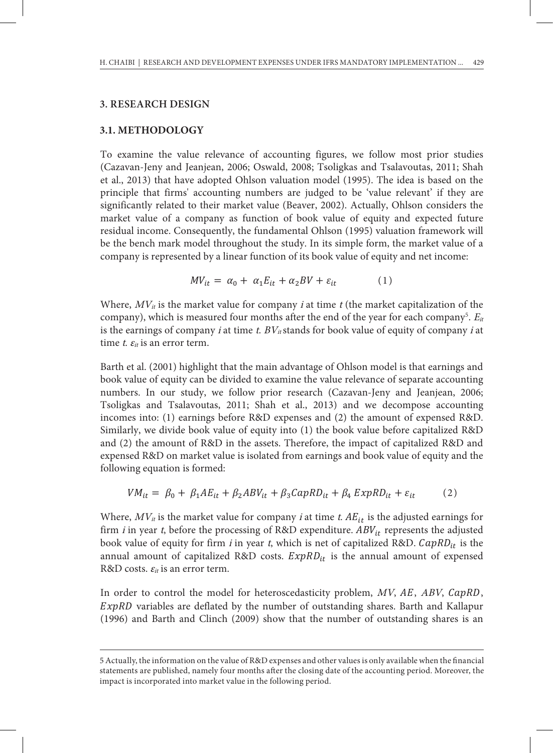## 3. RESEARCH DESIGN

### 3.1. METHODOLOGY

To examine the value relevance of accounting figures, we follow most prior studies (Cazavan-Jeny and Jeanjean, 2006; Oswald, 2008; Tsoligkas and Tsalavoutas, 2011; Shah et al., 2013) that have adopted Ohlson valuation model (1995). The idea is based on the principle that firms' accounting numbers are judged to be 'value relevant' if they are significantly related to their market value (Beaver, 2002). Actually, Ohlson considers the market value of a company as function of book value of equity and expected future residual income. Consequently, the fundamental Ohlson (1995) valuation framework will be the bench mark model throughout the study. In its simple form, the market value of a company is represented by a linear function of its book value of equity and net income:

$$MV_{it} = \alpha_0 + \alpha_1 E_{it} + \alpha_2 BV + \varepsilon_{it} \qquad (1)$$

Where, $MV_{it}$ is the market value for company *i* at time *t* (the market capitalization of the company), which is measured four months after the end of the year for each company[5]. $E_{it}$ is the earnings of company *i* at time *t*. $BV_{it}$ stands for book value of equity of company *i* at time *t*. $\varepsilon_{it}$ is an error term.

Barth et al. (2001) highlight that the main advantage of Ohlson model is that earnings and book value of equity can be divided to examine the value relevance of separate accounting numbers. In our study, we follow prior research (Cazavan-Jeny and Jeanjean, 2006; Tsoligkas and Tsalavoutas, 2011; Shah et al., 2013) and we decompose accounting incomes into: (1) earnings before R&D expenses and (2) the amount of expensed R&D. Similarly, we divide book value of equity into (1) the book value before capitalized R&D and (2) the amount of R&D in the assets. Therefore, the impact of capitalized R&D and expensed R&D on market value is isolated from earnings and book value of equity and the following equation is formed:

$$VM_{it} = \beta_0 + \beta_1 AE_{it} + \beta_2 ABV_{it} + \beta_3 CapRD_{it} + \beta_4 \, ExpRD_{it} + \varepsilon_{it} \qquad (2)$$

Where, $MV_{it}$ is the market value for company *i* at time *t*. $AE_{it}$ is the adjusted earnings for firm *i* in year *t*, before the processing of R&D expenditure. $ABV_{it}$ represents the adjusted book value of equity for firm *i* in year *t*, which is net of capitalized R&D. $CapRD_{it}$ is the annual amount of capitalized R&D costs. $ExpRD_{it}$ is the annual amount of expensed R&D costs. $\varepsilon_{it}$ is an error term.

In order to control the model for heteroscedasticity problem, $MV$, $AE$, $ABV$, $CapRD$, $ExpRD$ variables are deflated by the number of outstanding shares. Barth and Kallapur (1996) and Barth and Clinch (2009) show that the number of outstanding shares is an

---

5 Actually, the information on the value of R&D expenses and other values is only available when the financial statements are published, namely four months after the closing date of the accounting period. Moreover, the impact is incorporated into market value in the following period.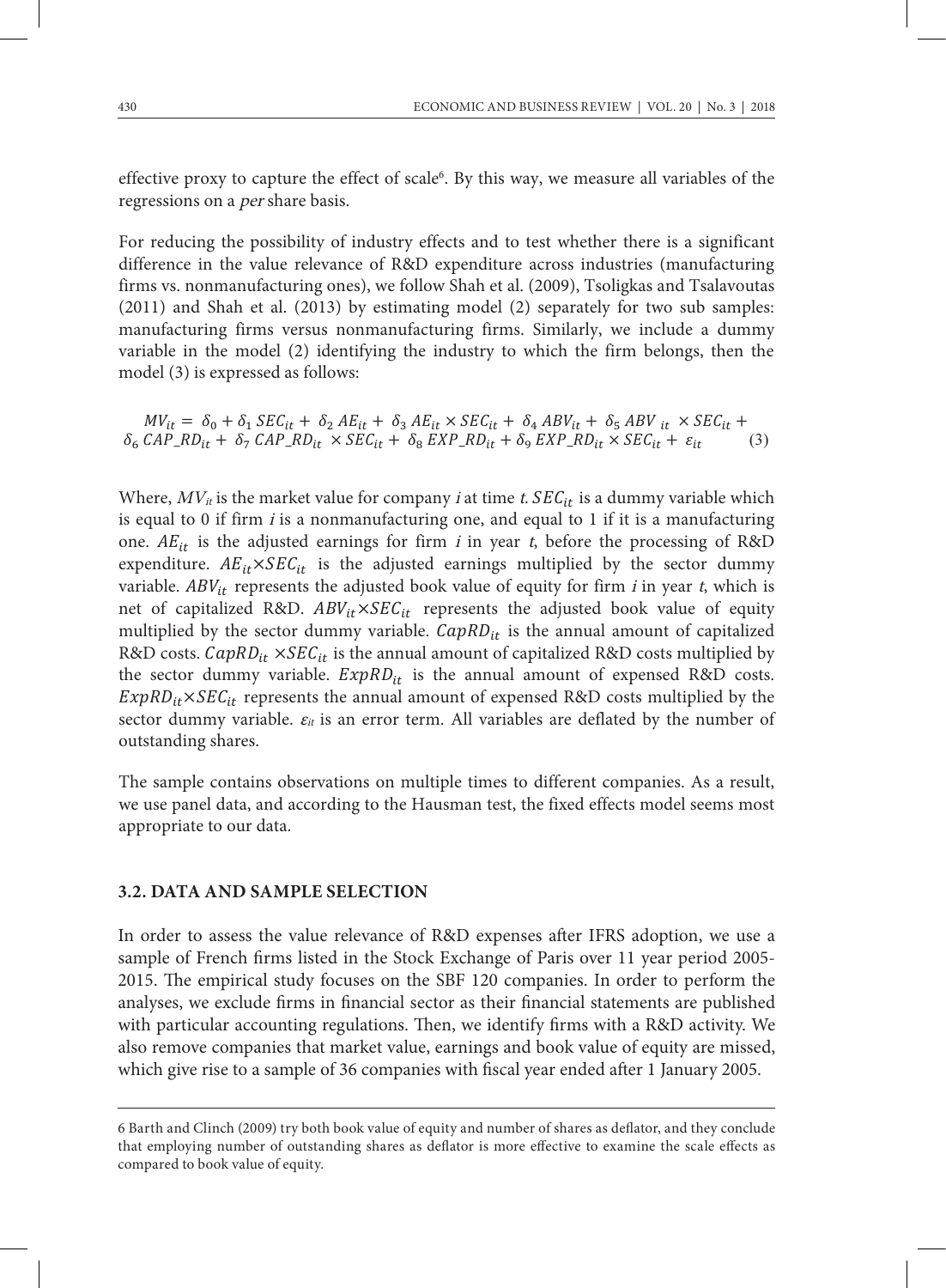effective proxy to capture the effect of scale[6]. By this way, we measure all variables of the regressions on a *per* share basis.

For reducing the possibility of industry effects and to test whether there is a significant difference in the value relevance of R&D expenditure across industries (manufacturing firms vs. nonmanufacturing ones), we follow Shah et al. (2009), Tsoligkas and Tsalavoutas (2011) and Shah et al. (2013) by estimating model (2) separately for two sub samples: manufacturing firms versus nonmanufacturing firms. Similarly, we include a dummy variable in the model (2) identifying the industry to which the firm belongs, then the model (3) is expressed as follows:

$$MV_{it} = \delta_0 + \delta_1\, SEC_{it} + \delta_2\, AE_{it} + \delta_3\, AE_{it} \times SEC_{it} + \delta_4\, ABV_{it} + \delta_5\, ABV_{it} \times SEC_{it} + \delta_6\, CAP\_RD_{it} + \delta_7\, CAP\_RD_{it} \times SEC_{it} + \delta_8\, EXP\_RD_{it} + \delta_9\, EXP\_RD_{it} \times SEC_{it} + \varepsilon_{it} \quad (3)$$

Where, $MV_{it}$ is the market value for company *i* at time *t*. $SEC_{it}$ is a dummy variable which is equal to 0 if firm *i* is a nonmanufacturing one, and equal to 1 if it is a manufacturing one. $AE_{it}$ is the adjusted earnings for firm *i* in year *t*, before the processing of R&D expenditure. $AE_{it} \times SEC_{it}$ is the adjusted earnings multiplied by the sector dummy variable. $ABV_{it}$ represents the adjusted book value of equity for firm *i* in year *t*, which is net of capitalized R&D. $ABV_{it} \times SEC_{it}$ represents the adjusted book value of equity multiplied by the sector dummy variable. $CapRD_{it}$ is the annual amount of capitalized R&D costs. $CapRD_{it} \times SEC_{it}$ is the annual amount of capitalized R&D costs multiplied by the sector dummy variable. $ExpRD_{it}$ is the annual amount of expensed R&D costs. $ExpRD_{it} \times SEC_{it}$ represents the annual amount of expensed R&D costs multiplied by the sector dummy variable. $\varepsilon_{it}$ is an error term. All variables are deflated by the number of outstanding shares.

The sample contains observations on multiple times to different companies. As a result, we use panel data, and according to the Hausman test, the fixed effects model seems most appropriate to our data.

### 3.2. DATA AND SAMPLE SELECTION

In order to assess the value relevance of R&D expenses after IFRS adoption, we use a sample of French firms listed in the Stock Exchange of Paris over 11 year period 2005-2015. The empirical study focuses on the SBF 120 companies. In order to perform the analyses, we exclude firms in financial sector as their financial statements are published with particular accounting regulations. Then, we identify firms with a R&D activity. We also remove companies that market value, earnings and book value of equity are missed, which give rise to a sample of 36 companies with fiscal year ended after 1 January 2005.

---

6 Barth and Clinch (2009) try both book value of equity and number of shares as deflator, and they conclude that employing number of outstanding shares as deflator is more effective to examine the scale effects as compared to book value of equity.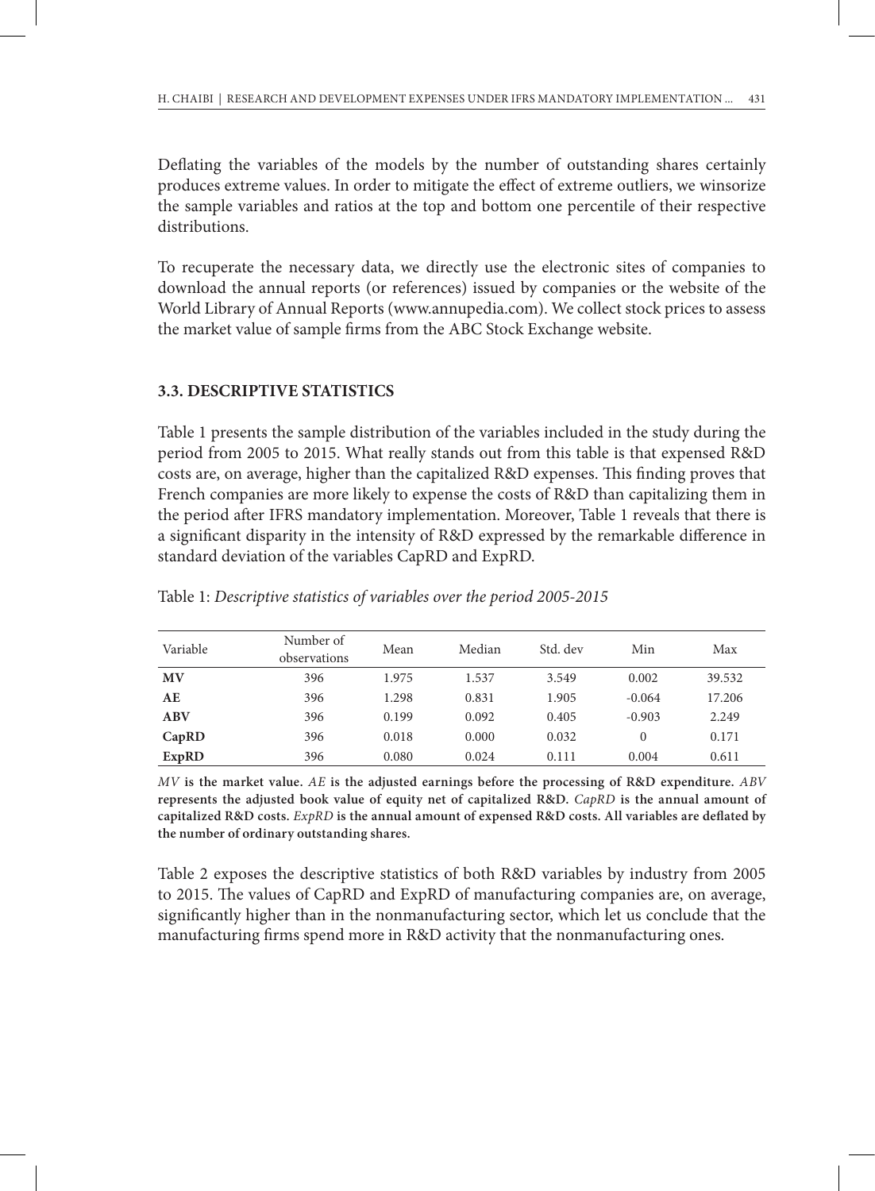Deflating the variables of the models by the number of outstanding shares certainly produces extreme values. In order to mitigate the effect of extreme outliers, we winsorize the sample variables and ratios at the top and bottom one percentile of their respective distributions.

To recuperate the necessary data, we directly use the electronic sites of companies to download the annual reports (or references) issued by companies or the website of the World Library of Annual Reports (www.annupedia.com). We collect stock prices to assess the market value of sample firms from the ABC Stock Exchange website.

### 3.3. DESCRIPTIVE STATISTICS

Table 1 presents the sample distribution of the variables included in the study during the period from 2005 to 2015. What really stands out from this table is that expensed R&D costs are, on average, higher than the capitalized R&D expenses. This finding proves that French companies are more likely to expense the costs of R&D than capitalizing them in the period after IFRS mandatory implementation. Moreover, Table 1 reveals that there is a significant disparity in the intensity of R&D expressed by the remarkable difference in standard deviation of the variables CapRD and ExpRD.

Table 1: *Descriptive statistics of variables over the period 2005-2015*

| Variable | Number of observations | Mean | Median | Std. dev | Min | Max |
|---|---|---|---|---|---|---|
| **MV** | 396 | 1.975 | 1.537 | 3.549 | 0.002 | 39.532 |
| **AE** | 396 | 1.298 | 0.831 | 1.905 | -0.064 | 17.206 |
| **ABV** | 396 | 0.199 | 0.092 | 0.405 | -0.903 | 2.249 |
| **CapRD** | 396 | 0.018 | 0.000 | 0.032 | 0 | 0.171 |
| **ExpRD** | 396 | 0.080 | 0.024 | 0.111 | 0.004 | 0.611 |

***MV*** **is the market value.** ***AE*** **is the adjusted earnings before the processing of R&D expenditure.** ***ABV*** **represents the adjusted book value of equity net of capitalized R&D.** ***CapRD*** **is the annual amount of capitalized R&D costs.** ***ExpRD*** **is the annual amount of expensed R&D costs. All variables are deflated by the number of ordinary outstanding shares.**

Table 2 exposes the descriptive statistics of both R&D variables by industry from 2005 to 2015. The values of CapRD and ExpRD of manufacturing companies are, on average, significantly higher than in the nonmanufacturing sector, which let us conclude that the manufacturing firms spend more in R&D activity that the nonmanufacturing ones.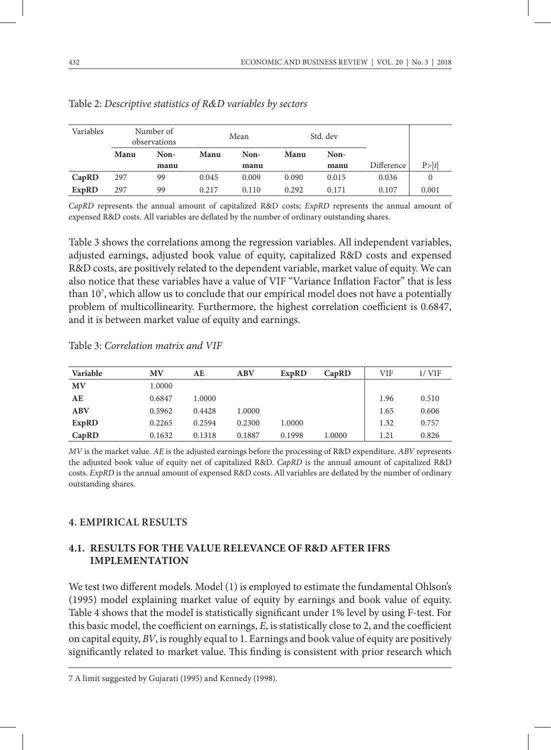Table 2: *Descriptive statistics of R&D variables by sectors*

| Variables | Number of observations | | Mean | | Std. dev | | | |
|---|---|---|---|---|---|---|---|---|
| | **Manu** | **Non-manu** | **Manu** | **Non-manu** | **Manu** | **Non-manu** | Difference | P>\|*t*\| |
| **CapRD** | 297 | 99 | 0.045 | 0.009 | 0.090 | 0.015 | 0.036 | 0 |
| **ExpRD** | 297 | 99 | 0.217 | 0.110 | 0.292 | 0.171 | 0.107 | 0.001 |

*CapRD* represents the annual amount of capitalized R&D costs; *ExpRD* represents the annual amount of expensed R&D costs. All variables are deflated by the number of ordinary outstanding shares.

Table 3 shows the correlations among the regression variables. All independent variables, adjusted earnings, adjusted book value of equity, capitalized R&D costs and expensed R&D costs, are positively related to the dependent variable, market value of equity. We can also notice that these variables have a value of VIF "Variance Inflation Factor" that is less than 10[7], which allow us to conclude that our empirical model does not have a potentially problem of multicollinearity. Furthermore, the highest correlation coefficient is 0.6847, and it is between market value of equity and earnings.

Table 3: *Correlation matrix and VIF*

| Variable | MV | AE | ABV | ExpRD | CapRD | VIF | 1/ VIF |
|---|---|---|---|---|---|---|---|
| **MV** | 1.0000 | | | | | | |
| **AE** | 0.6847 | 1.0000 | | | | 1.96 | 0.510 |
| **ABV** | 0.5962 | 0.4428 | 1.0000 | | | 1.65 | 0.606 |
| **ExpRD** | 0.2265 | 0.2594 | 0.2300 | 1.0000 | | 1.32 | 0.757 |
| **CapRD** | 0.1632 | 0.1318 | 0.1887 | 0.1998 | 1.0000 | 1.21 | 0.826 |

*MV* is the market value. *AE* is the adjusted earnings before the processing of R&D expenditure. *ABV* represents the adjusted book value of equity net of capitalized R&D. *CapRD* is the annual amount of capitalized R&D costs. *ExpRD* is the annual amount of expensed R&D costs. All variables are deflated by the number of ordinary outstanding shares.

## 4. EMPIRICAL RESULTS

### 4.1. RESULTS FOR THE VALUE RELEVANCE OF R&D AFTER IFRS IMPLEMENTATION

We test two different models. Model (1) is employed to estimate the fundamental Ohlson's (1995) model explaining market value of equity by earnings and book value of equity. Table 4 shows that the model is statistically significant under 1% level by using F-test. For this basic model, the coefficient on earnings, *E*, is statistically close to 2, and the coefficient on capital equity, *BV*, is roughly equal to 1. Earnings and book value of equity are positively significantly related to market value. This finding is consistent with prior research which

7 A limit suggested by Gujarati (1995) and Kennedy (1998).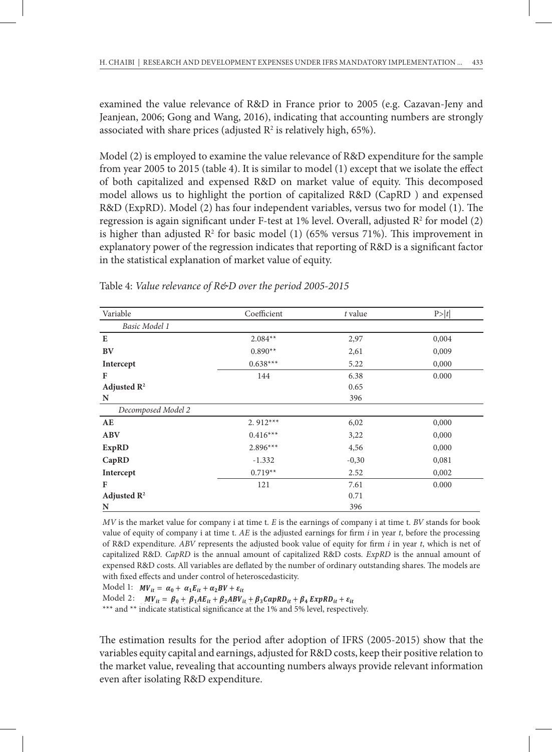examined the value relevance of R&D in France prior to 2005 (e.g. Cazavan-Jeny and Jeanjean, 2006; Gong and Wang, 2016), indicating that accounting numbers are strongly associated with share prices (adjusted $R^2$ is relatively high, 65%).

Model (2) is employed to examine the value relevance of R&D expenditure for the sample from year 2005 to 2015 (table 4). It is similar to model (1) except that we isolate the effect of both capitalized and expensed R&D on market value of equity. This decomposed model allows us to highlight the portion of capitalized R&D (CapRD ) and expensed R&D (ExpRD). Model (2) has four independent variables, versus two for model (1). The regression is again significant under F-test at 1% level. Overall, adjusted $R^2$ for model (2) is higher than adjusted $R^2$ for basic model (1) (65% versus 71%). This improvement in explanatory power of the regression indicates that reporting of R&D is a significant factor in the statistical explanation of market value of equity.

Table 4: *Value relevance of R&D over the period 2005-2015*

| Variable | Coefficient | *t* value | P>\|*t*\| |
|---|---|---|---|
| *Basic Model 1* | | | |
| **E** | 2.084** | 2,97 | 0,004 |
| **BV** | 0.890** | 2,61 | 0,009 |
| **Intercept** | 0.638*** | 5.22 | 0,000 |
| **F** | 144 | 6.38 | 0.000 |
| **Adjusted $R^2$** | | 0.65 | |
| **N** | | 396 | |
| *Decomposed Model 2* | | | |
| **AE** | 2. 912*** | 6,02 | 0,000 |
| **ABV** | 0.416*** | 3,22 | 0,000 |
| **ExpRD** | 2.896*** | 4,56 | 0,000 |
| **CapRD** | -1.332 | -0,30 | 0,081 |
| **Intercept** | 0.719** | 2.52 | 0,002 |
| **F** | 121 | 7.61 | 0.000 |
| **Adjusted $R^2$** | | 0.71 | |
| **N** | | 396 | |

*MV* is the market value for company i at time t. *E* is the earnings of company i at time t. *BV* stands for book value of equity of company i at time t. *AE* is the adjusted earnings for firm *i* in year *t*, before the processing of R&D expenditure. *ABV* represents the adjusted book value of equity for firm *i* in year *t*, which is net of capitalized R&D. *CapRD* is the annual amount of capitalized R&D costs. *ExpRD* is the annual amount of expensed R&D costs. All variables are deflated by the number of ordinary outstanding shares. The models are with fixed effects and under control of heteroscedasticity.

Model 1: $MV_{it} = \alpha_0 + \alpha_1 E_{it} + \alpha_2 BV + \varepsilon_{it}$

Model 2: $MV_{it} = \beta_0 + \beta_1 AE_{it} + \beta_2 ABV_{it} + \beta_3 CapRD_{it} + \beta_4 \, ExpRD_{it} + \varepsilon_{it}$

*** and ** indicate statistical significance at the 1% and 5% level, respectively.

The estimation results for the period after adoption of IFRS (2005-2015) show that the variables equity capital and earnings, adjusted for R&D costs, keep their positive relation to the market value, revealing that accounting numbers always provide relevant information even after isolating R&D expenditure.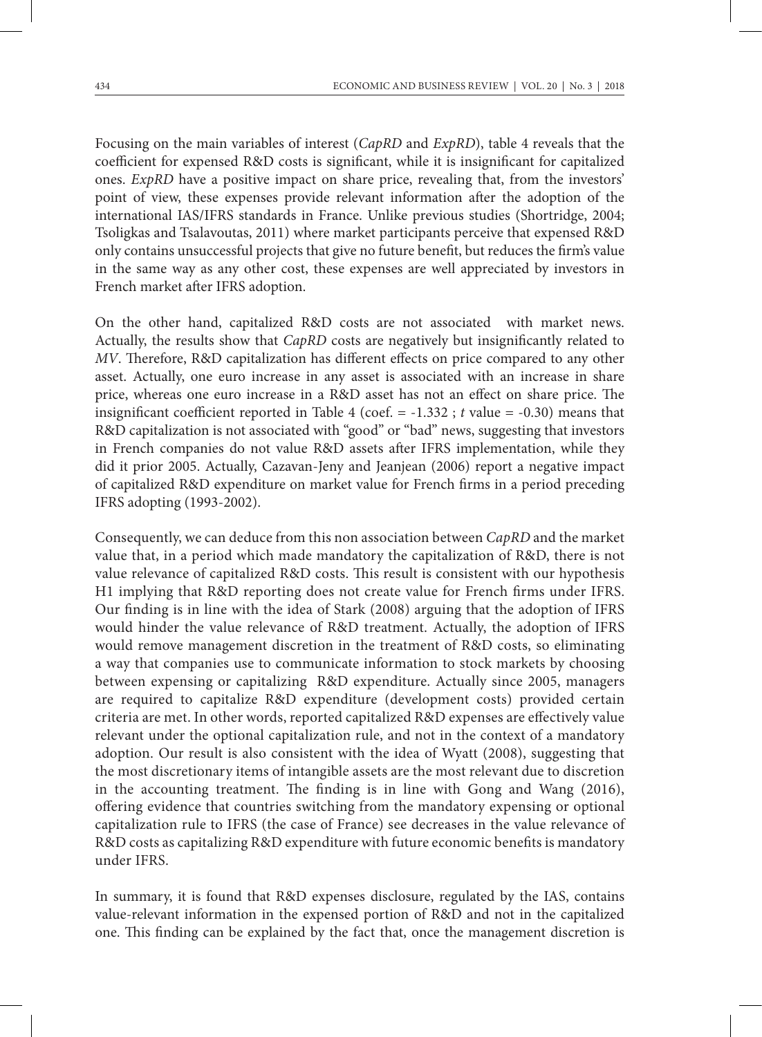Focusing on the main variables of interest (*CapRD* and *ExpRD*), table 4 reveals that the coefficient for expensed R&D costs is significant, while it is insignificant for capitalized ones. *ExpRD* have a positive impact on share price, revealing that, from the investors' point of view, these expenses provide relevant information after the adoption of the international IAS/IFRS standards in France. Unlike previous studies (Shortridge, 2004; Tsoligkas and Tsalavoutas, 2011) where market participants perceive that expensed R&D only contains unsuccessful projects that give no future benefit, but reduces the firm's value in the same way as any other cost, these expenses are well appreciated by investors in French market after IFRS adoption.

On the other hand, capitalized R&D costs are not associated with market news. Actually, the results show that *CapRD* costs are negatively but insignificantly related to *MV*. Therefore, R&D capitalization has different effects on price compared to any other asset. Actually, one euro increase in any asset is associated with an increase in share price, whereas one euro increase in a R&D asset has not an effect on share price. The insignificant coefficient reported in Table 4 (coef. = -1.332 ; *t* value = -0.30) means that R&D capitalization is not associated with "good" or "bad" news, suggesting that investors in French companies do not value R&D assets after IFRS implementation, while they did it prior 2005. Actually, Cazavan-Jeny and Jeanjean (2006) report a negative impact of capitalized R&D expenditure on market value for French firms in a period preceding IFRS adopting (1993-2002).

Consequently, we can deduce from this non association between *CapRD* and the market value that, in a period which made mandatory the capitalization of R&D, there is not value relevance of capitalized R&D costs. This result is consistent with our hypothesis H1 implying that R&D reporting does not create value for French firms under IFRS. Our finding is in line with the idea of Stark (2008) arguing that the adoption of IFRS would hinder the value relevance of R&D treatment. Actually, the adoption of IFRS would remove management discretion in the treatment of R&D costs, so eliminating a way that companies use to communicate information to stock markets by choosing between expensing or capitalizing R&D expenditure. Actually since 2005, managers are required to capitalize R&D expenditure (development costs) provided certain criteria are met. In other words, reported capitalized R&D expenses are effectively value relevant under the optional capitalization rule, and not in the context of a mandatory adoption. Our result is also consistent with the idea of Wyatt (2008), suggesting that the most discretionary items of intangible assets are the most relevant due to discretion in the accounting treatment. The finding is in line with Gong and Wang (2016), offering evidence that countries switching from the mandatory expensing or optional capitalization rule to IFRS (the case of France) see decreases in the value relevance of R&D costs as capitalizing R&D expenditure with future economic benefits is mandatory under IFRS.

In summary, it is found that R&D expenses disclosure, regulated by the IAS, contains value-relevant information in the expensed portion of R&D and not in the capitalized one. This finding can be explained by the fact that, once the management discretion is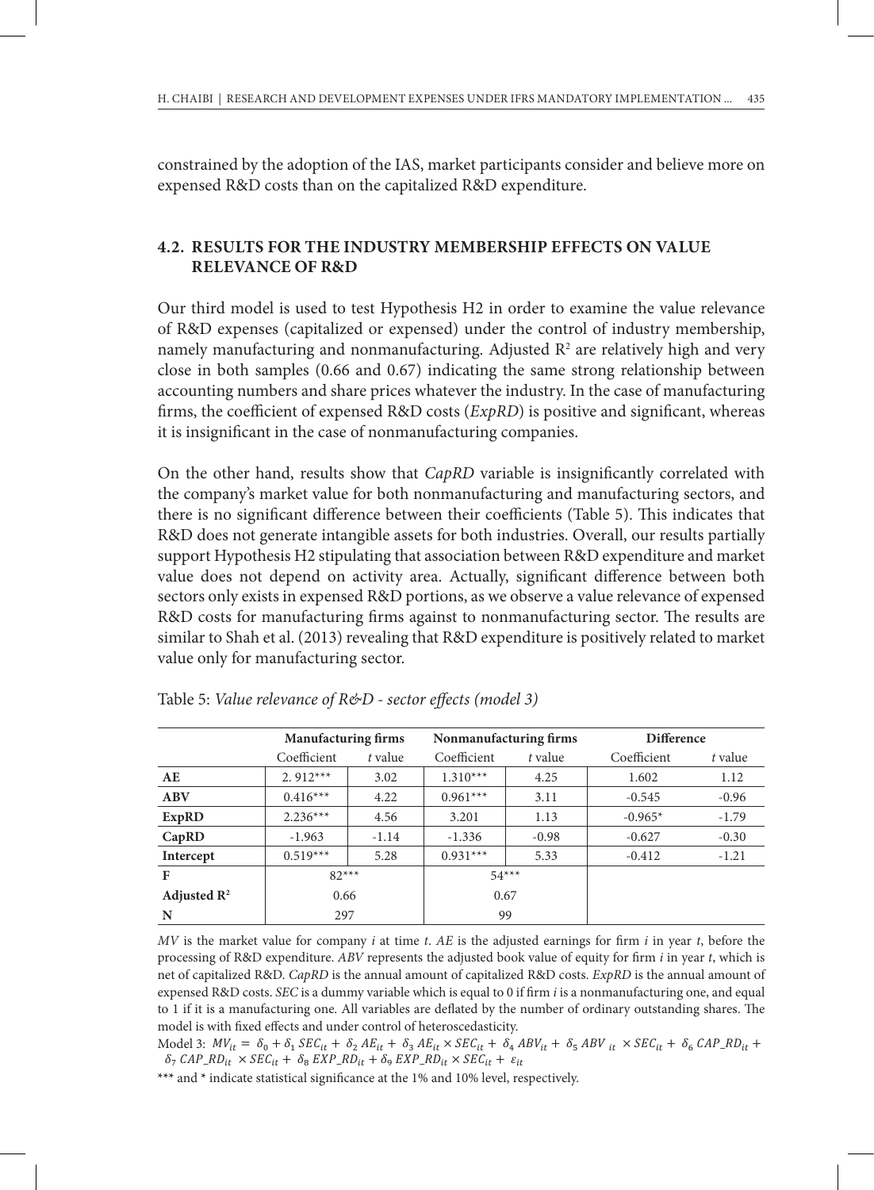constrained by the adoption of the IAS, market participants consider and believe more on expensed R&D costs than on the capitalized R&D expenditure.

### 4.2. RESULTS FOR THE INDUSTRY MEMBERSHIP EFFECTS ON VALUE RELEVANCE OF R&D

Our third model is used to test Hypothesis H2 in order to examine the value relevance of R&D expenses (capitalized or expensed) under the control of industry membership, namely manufacturing and nonmanufacturing. Adjusted $R^2$ are relatively high and very close in both samples (0.66 and 0.67) indicating the same strong relationship between accounting numbers and share prices whatever the industry. In the case of manufacturing firms, the coefficient of expensed R&D costs (*ExpRD*) is positive and significant, whereas it is insignificant in the case of nonmanufacturing companies.

On the other hand, results show that *CapRD* variable is insignificantly correlated with the company's market value for both nonmanufacturing and manufacturing sectors, and there is no significant difference between their coefficients (Table 5). This indicates that R&D does not generate intangible assets for both industries. Overall, our results partially support Hypothesis H2 stipulating that association between R&D expenditure and market value does not depend on activity area. Actually, significant difference between both sectors only exists in expensed R&D portions, as we observe a value relevance of expensed R&D costs for manufacturing firms against to nonmanufacturing sector. The results are similar to Shah et al. (2013) revealing that R&D expenditure is positively related to market value only for manufacturing sector.

Table 5: *Value relevance of R&D - sector effects (model 3)*

| | Manufacturing firms | | Nonmanufacturing firms | | Difference | |
|---|---|---|---|---|---|---|
| | Coefficient | *t* value | Coefficient | *t* value | Coefficient | *t* value |
| **AE** | 2. 912*** | 3.02 | 1.310*** | 4.25 | 1.602 | 1.12 |
| **ABV** | 0.416*** | 4.22 | 0.961*** | 3.11 | -0.545 | -0.96 |
| **ExpRD** | 2.236*** | 4.56 | 3.201 | 1.13 | -0.965* | -1.79 |
| **CapRD** | -1.963 | -1.14 | -1.336 | -0.98 | -0.627 | -0.30 |
| **Intercept** | 0.519*** | 5.28 | 0.931*** | 5.33 | -0.412 | -1.21 |
| **F** | 82*** | | 54*** | | | |
| **Adjusted $R^2$** | 0.66 | | 0.67 | | | |
| **N** | 297 | | 99 | | | |

*MV* is the market value for company *i* at time *t*. *AE* is the adjusted earnings for firm *i* in year *t*, before the processing of R&D expenditure. *ABV* represents the adjusted book value of equity for firm *i* in year *t*, which is net of capitalized R&D. *CapRD* is the annual amount of capitalized R&D costs. *ExpRD* is the annual amount of expensed R&D costs. *SEC* is a dummy variable which is equal to 0 if firm *i* is a nonmanufacturing one, and equal to 1 if it is a manufacturing one. All variables are deflated by the number of ordinary outstanding shares. The model is with fixed effects and under control of heteroscedasticity.

Model 3: $MV_{it} = \delta_0 + \delta_1 SEC_{it} + \delta_2 AE_{it} + \delta_3 AE_{it} \times SEC_{it} + \delta_4 ABV_{it} + \delta_5 ABV_{it} \times SEC_{it} + \delta_6 CAP\_RD_{it} + \delta_7 CAP\_RD_{it} \times SEC_{it} + \delta_8 EXP\_RD_{it} + \delta_9 EXP\_RD_{it} \times SEC_{it} + \varepsilon_{it}$

*** and * indicate statistical significance at the 1% and 10% level, respectively.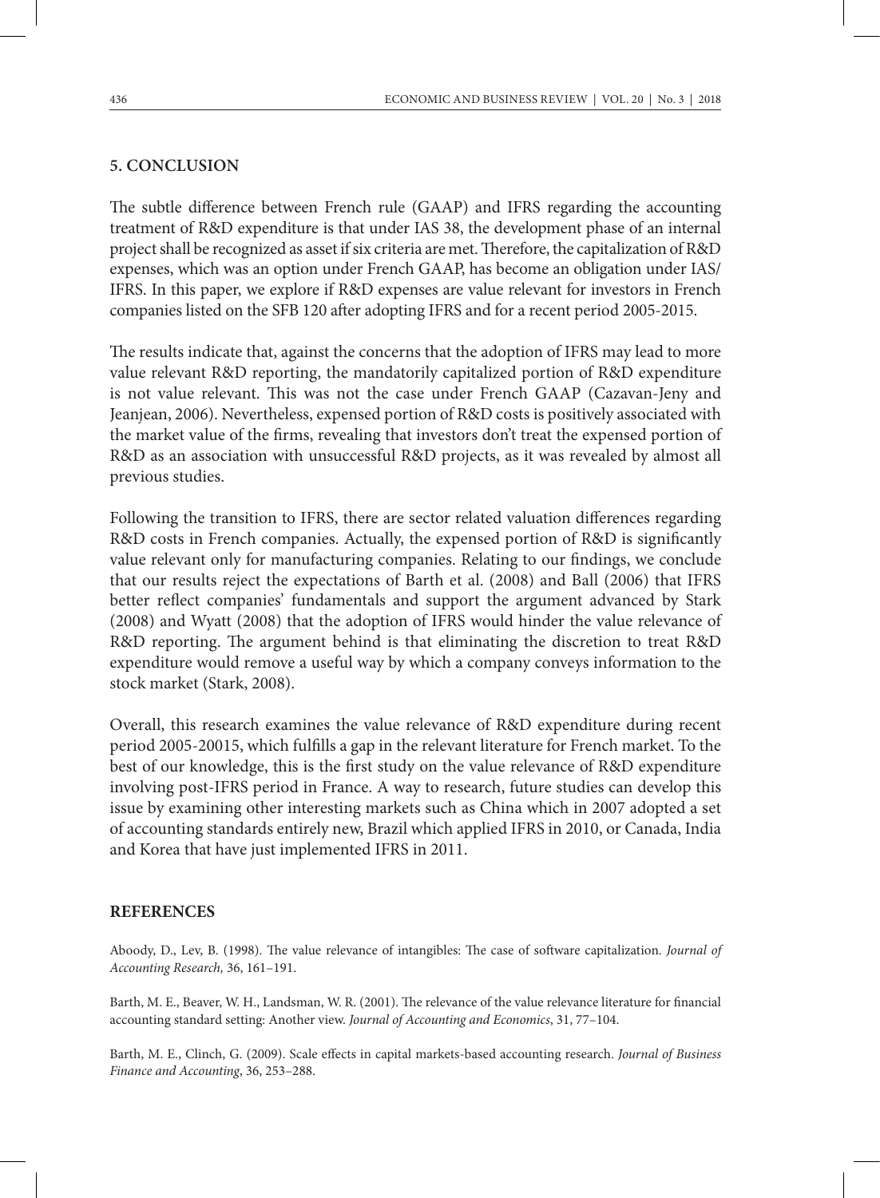## 5. CONCLUSION

The subtle difference between French rule (GAAP) and IFRS regarding the accounting treatment of R&D expenditure is that under IAS 38, the development phase of an internal project shall be recognized as asset if six criteria are met. Therefore, the capitalization of R&D expenses, which was an option under French GAAP, has become an obligation under IAS/IFRS. In this paper, we explore if R&D expenses are value relevant for investors in French companies listed on the SFB 120 after adopting IFRS and for a recent period 2005-2015.

The results indicate that, against the concerns that the adoption of IFRS may lead to more value relevant R&D reporting, the mandatorily capitalized portion of R&D expenditure is not value relevant. This was not the case under French GAAP (Cazavan-Jeny and Jeanjean, 2006). Nevertheless, expensed portion of R&D costs is positively associated with the market value of the firms, revealing that investors don't treat the expensed portion of R&D as an association with unsuccessful R&D projects, as it was revealed by almost all previous studies.

Following the transition to IFRS, there are sector related valuation differences regarding R&D costs in French companies. Actually, the expensed portion of R&D is significantly value relevant only for manufacturing companies. Relating to our findings, we conclude that our results reject the expectations of Barth et al. (2008) and Ball (2006) that IFRS better reflect companies' fundamentals and support the argument advanced by Stark (2008) and Wyatt (2008) that the adoption of IFRS would hinder the value relevance of R&D reporting. The argument behind is that eliminating the discretion to treat R&D expenditure would remove a useful way by which a company conveys information to the stock market (Stark, 2008).

Overall, this research examines the value relevance of R&D expenditure during recent period 2005-20015, which fulfills a gap in the relevant literature for French market. To the best of our knowledge, this is the first study on the value relevance of R&D expenditure involving post-IFRS period in France. A way to research, future studies can develop this issue by examining other interesting markets such as China which in 2007 adopted a set of accounting standards entirely new, Brazil which applied IFRS in 2010, or Canada, India and Korea that have just implemented IFRS in 2011.

## REFERENCES

Aboody, D., Lev, B. (1998). The value relevance of intangibles: The case of software capitalization. *Journal of Accounting Research,* 36, 161–191.

Barth, M. E., Beaver, W. H., Landsman, W. R. (2001). The relevance of the value relevance literature for financial accounting standard setting: Another view. *Journal of Accounting and Economics*, 31, 77–104.

Barth, M. E., Clinch, G. (2009). Scale effects in capital markets-based accounting research. *Journal of Business Finance and Accounting*, 36, 253–288.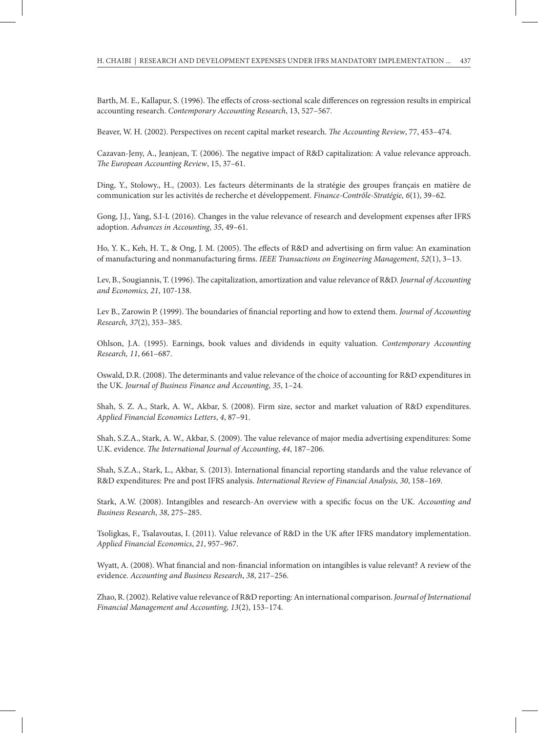Barth, M. E., Kallapur, S. (1996). The effects of cross-sectional scale differences on regression results in empirical accounting research. *Contemporary Accounting Research*, 13, 527–567.

Beaver, W. H. (2002). Perspectives on recent capital market research. *The Accounting Review*, 77, 453–474.

Cazavan-Jeny, A., Jeanjean, T. (2006). The negative impact of R&D capitalization: A value relevance approach. *The European Accounting Review*, 15, 37–61.

Ding, Y., Stolowy., H., (2003). Les facteurs déterminants de la stratégie des groupes français en matière de communication sur les activités de recherche et développement. *Finance-Contrôle-Stratégie, 6*(1), 39–62.

Gong, J.J., Yang, S.I-L (2016). Changes in the value relevance of research and development expenses after IFRS adoption. *Advances in Accounting*, *35*, 49–61.

Ho, Y. K., Keh, H. T., & Ong, J. M. (2005). The effects of R&D and advertising on firm value: An examination of manufacturing and nonmanufacturing firms. *IEEE Transactions on Engineering Management*, *52*(1), 3−13.

Lev, B., Sougiannis, T. (1996). The capitalization, amortization and value relevance of R&D. *Journal of Accounting and Economics, 21*, 107-138.

Lev B., Zarowin P. (1999). The boundaries of financial reporting and how to extend them. *Journal of Accounting Research, 37*(2), 353–385.

Ohlson, J.A. (1995). Earnings, book values and dividends in equity valuation. *Contemporary Accounting Research, 11*, 661–687.

Oswald, D.R. (2008). The determinants and value relevance of the choice of accounting for R&D expenditures in the UK. *Journal of Business Finance and Accounting*, *35*, 1–24.

Shah, S. Z. A., Stark, A. W., Akbar, S. (2008). Firm size, sector and market valuation of R&D expenditures. *Applied Financial Economics Letters*, *4*, 87–91.

Shah, S.Z.A., Stark, A. W., Akbar, S. (2009). The value relevance of major media advertising expenditures: Some U.K. evidence. *The International Journal of Accounting*, *44*, 187–206.

Shah, S.Z.A., Stark, L., Akbar, S. (2013). International financial reporting standards and the value relevance of R&D expenditures: Pre and post IFRS analysis. *International Review of Financial Analysis, 30*, 158–169.

Stark, A.W. (2008). Intangibles and research-An overview with a specific focus on the UK. *Accounting and Business Research*, *38*, 275–285.

Tsoligkas, F., Tsalavoutas, I. (2011). Value relevance of R&D in the UK after IFRS mandatory implementation. *Applied Financial Economics*, *21*, 957–967.

Wyatt, A. (2008). What financial and non-financial information on intangibles is value relevant? A review of the evidence. *Accounting and Business Research*, *38*, 217–256.

Zhao, R. (2002). Relative value relevance of R&D reporting: An international comparison. *Journal of International Financial Management and Accounting, 13*(2), 153–174.